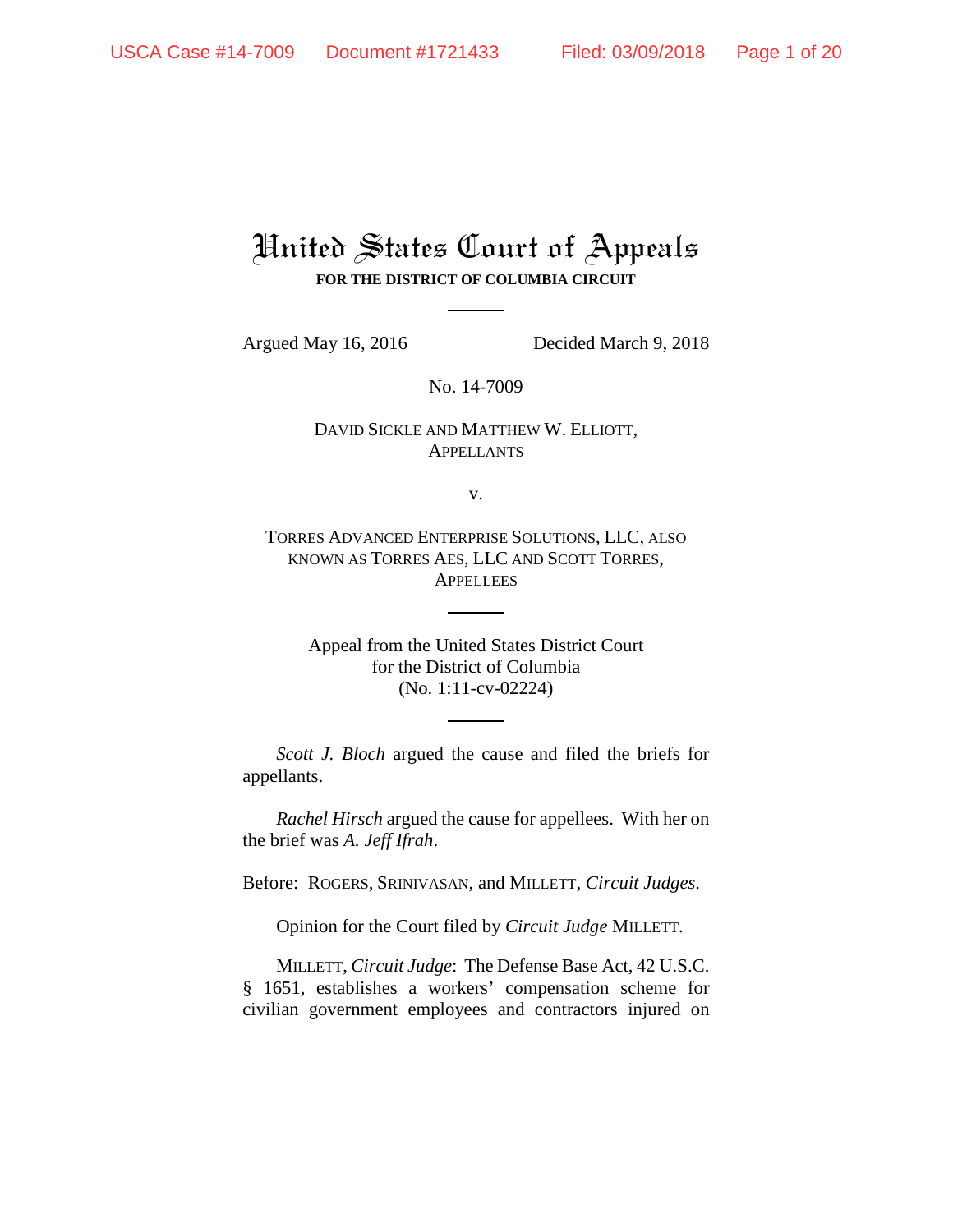# United States Court of Appeals

**FOR THE DISTRICT OF COLUMBIA CIRCUIT**

---

Argued May 16, 2016 Decided March 9, 2018

No. 14-7009

DAVID SICKLE AND MATTHEW W. ELLIOTT,
APPELLANTS

v.

TORRES ADVANCED ENTERPRISE SOLUTIONS, LLC, ALSO KNOWN AS TORRES AES, LLC AND SCOTT TORRES,
APPELLEES

---

Appeal from the United States District Court
for the District of Columbia
(No. 1:11-cv-02224)

---

*Scott J. Bloch* argued the cause and filed the briefs for appellants.

*Rachel Hirsch* argued the cause for appellees. With her on the brief was *A. Jeff Ifrah*.

Before: ROGERS, SRINIVASAN, and MILLETT, *Circuit Judges*.

Opinion for the Court filed by *Circuit Judge* MILLETT.

MILLETT, *Circuit Judge*: The Defense Base Act, 42 U.S.C. § 1651, establishes a workers' compensation scheme for civilian government employees and contractors injured on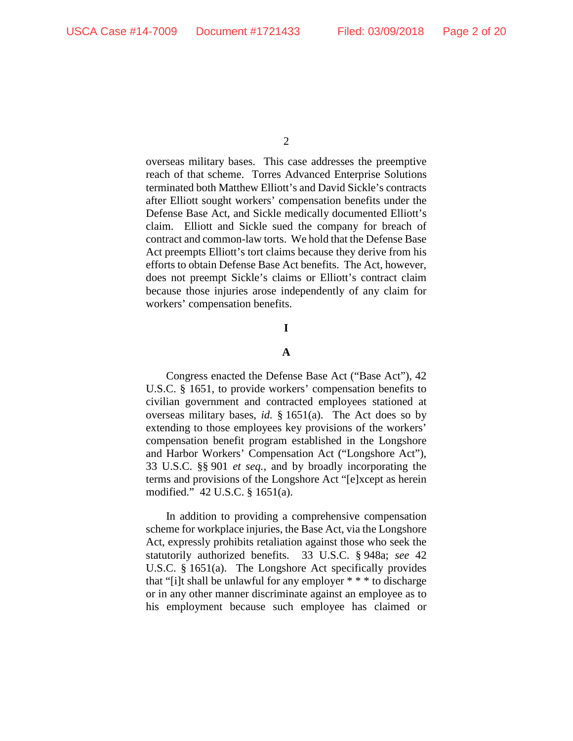overseas military bases. This case addresses the preemptive reach of that scheme. Torres Advanced Enterprise Solutions terminated both Matthew Elliott's and David Sickle's contracts after Elliott sought workers' compensation benefits under the Defense Base Act, and Sickle medically documented Elliott's claim. Elliott and Sickle sued the company for breach of contract and common-law torts. We hold that the Defense Base Act preempts Elliott's tort claims because they derive from his efforts to obtain Defense Base Act benefits. The Act, however, does not preempt Sickle's claims or Elliott's contract claim because those injuries arose independently of any claim for workers' compensation benefits.

# I

## A

Congress enacted the Defense Base Act ("Base Act"), 42 U.S.C. § 1651, to provide workers' compensation benefits to civilian government and contracted employees stationed at overseas military bases, *id.* § 1651(a). The Act does so by extending to those employees key provisions of the workers' compensation benefit program established in the Longshore and Harbor Workers' Compensation Act ("Longshore Act"), 33 U.S.C. §§ 901 *et seq.*, and by broadly incorporating the terms and provisions of the Longshore Act "[e]xcept as herein modified." 42 U.S.C. § 1651(a).

In addition to providing a comprehensive compensation scheme for workplace injuries, the Base Act, via the Longshore Act, expressly prohibits retaliation against those who seek the statutorily authorized benefits. 33 U.S.C. § 948a; *see* 42 U.S.C. § 1651(a). The Longshore Act specifically provides that "[i]t shall be unlawful for any employer * * * to discharge or in any other manner discriminate against an employee as to his employment because such employee has claimed or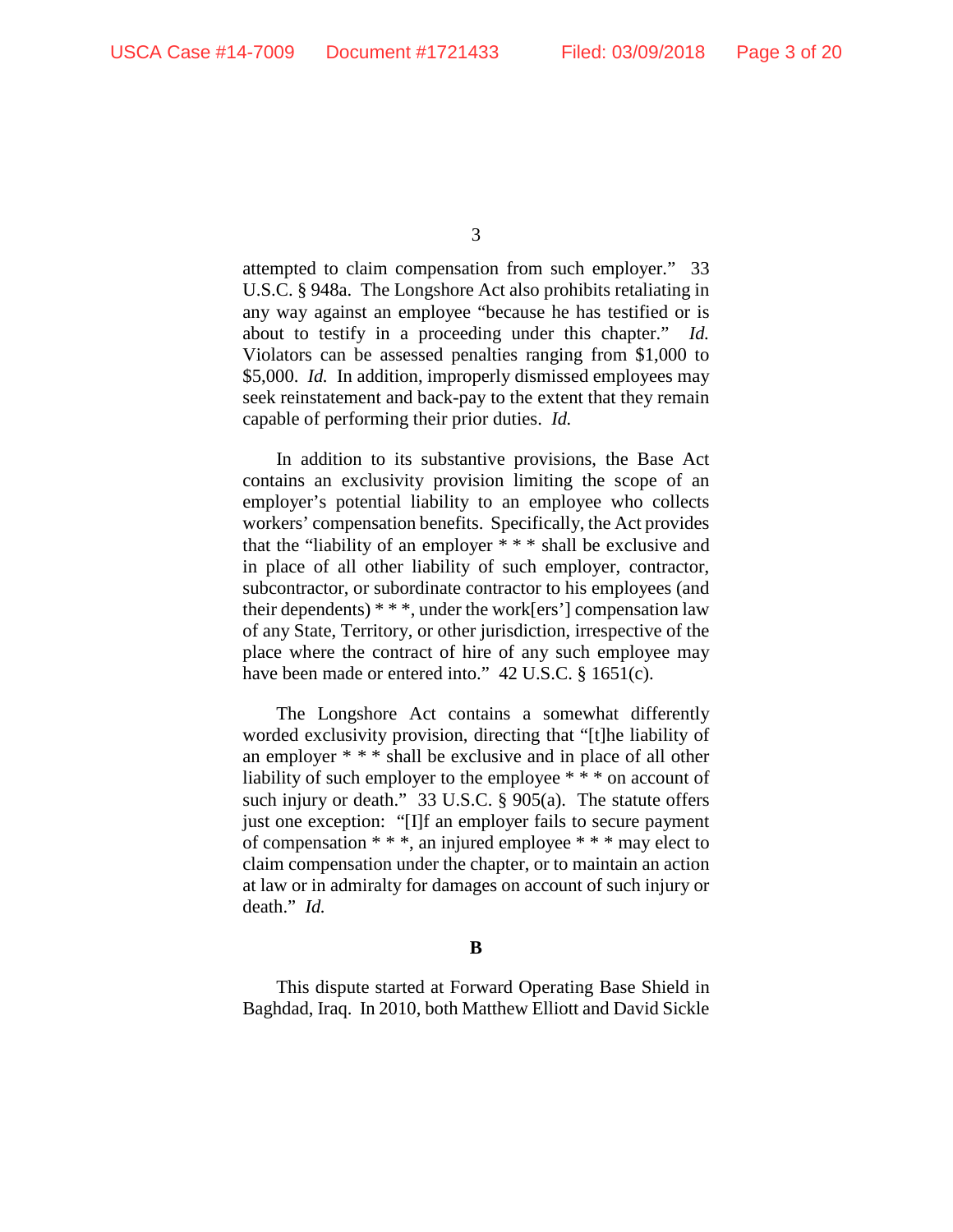attempted to claim compensation from such employer." 33 U.S.C. § 948a. The Longshore Act also prohibits retaliating in any way against an employee "because he has testified or is about to testify in a proceeding under this chapter." *Id.* Violators can be assessed penalties ranging from $1,000 to $5,000. *Id.* In addition, improperly dismissed employees may seek reinstatement and back-pay to the extent that they remain capable of performing their prior duties. *Id.*

In addition to its substantive provisions, the Base Act contains an exclusivity provision limiting the scope of an employer's potential liability to an employee who collects workers' compensation benefits. Specifically, the Act provides that the "liability of an employer * * * shall be exclusive and in place of all other liability of such employer, contractor, subcontractor, or subordinate contractor to his employees (and their dependents) * * *, under the work[ers'] compensation law of any State, Territory, or other jurisdiction, irrespective of the place where the contract of hire of any such employee may have been made or entered into." 42 U.S.C. § 1651(c).

The Longshore Act contains a somewhat differently worded exclusivity provision, directing that "[t]he liability of an employer * * * shall be exclusive and in place of all other liability of such employer to the employee * * * on account of such injury or death." 33 U.S.C. § 905(a). The statute offers just one exception: "[I]f an employer fails to secure payment of compensation * * *, an injured employee * * * may elect to claim compensation under the chapter, or to maintain an action at law or in admiralty for damages on account of such injury or death." *Id.*

**B**

This dispute started at Forward Operating Base Shield in Baghdad, Iraq. In 2010, both Matthew Elliott and David Sickle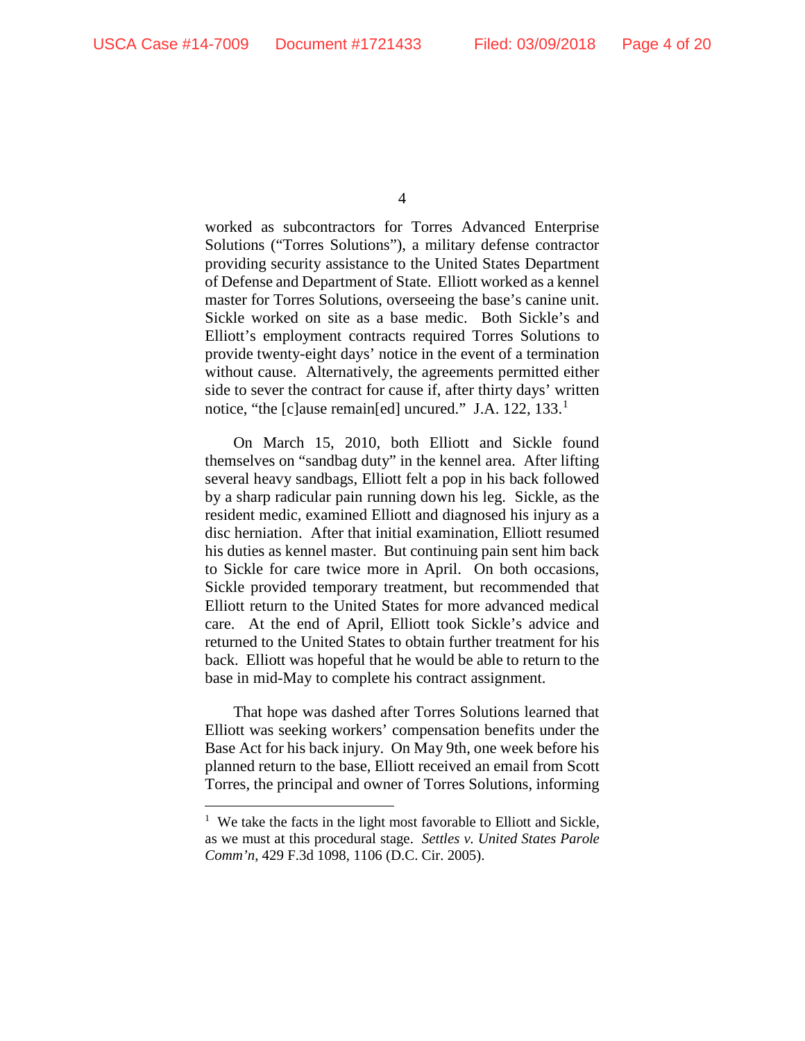worked as subcontractors for Torres Advanced Enterprise Solutions ("Torres Solutions"), a military defense contractor providing security assistance to the United States Department of Defense and Department of State. Elliott worked as a kennel master for Torres Solutions, overseeing the base's canine unit. Sickle worked on site as a base medic. Both Sickle's and Elliott's employment contracts required Torres Solutions to provide twenty-eight days' notice in the event of a termination without cause. Alternatively, the agreements permitted either side to sever the contract for cause if, after thirty days' written notice, "the [c]ause remain[ed] uncured." J.A. 122, 133.[1]

On March 15, 2010, both Elliott and Sickle found themselves on "sandbag duty" in the kennel area. After lifting several heavy sandbags, Elliott felt a pop in his back followed by a sharp radicular pain running down his leg. Sickle, as the resident medic, examined Elliott and diagnosed his injury as a disc herniation. After that initial examination, Elliott resumed his duties as kennel master. But continuing pain sent him back to Sickle for care twice more in April. On both occasions, Sickle provided temporary treatment, but recommended that Elliott return to the United States for more advanced medical care. At the end of April, Elliott took Sickle's advice and returned to the United States to obtain further treatment for his back. Elliott was hopeful that he would be able to return to the base in mid-May to complete his contract assignment.

That hope was dashed after Torres Solutions learned that Elliott was seeking workers' compensation benefits under the Base Act for his back injury. On May 9th, one week before his planned return to the base, Elliott received an email from Scott Torres, the principal and owner of Torres Solutions, informing

[1] We take the facts in the light most favorable to Elliott and Sickle, as we must at this procedural stage. *Settles v. United States Parole Comm'n*, 429 F.3d 1098, 1106 (D.C. Cir. 2005).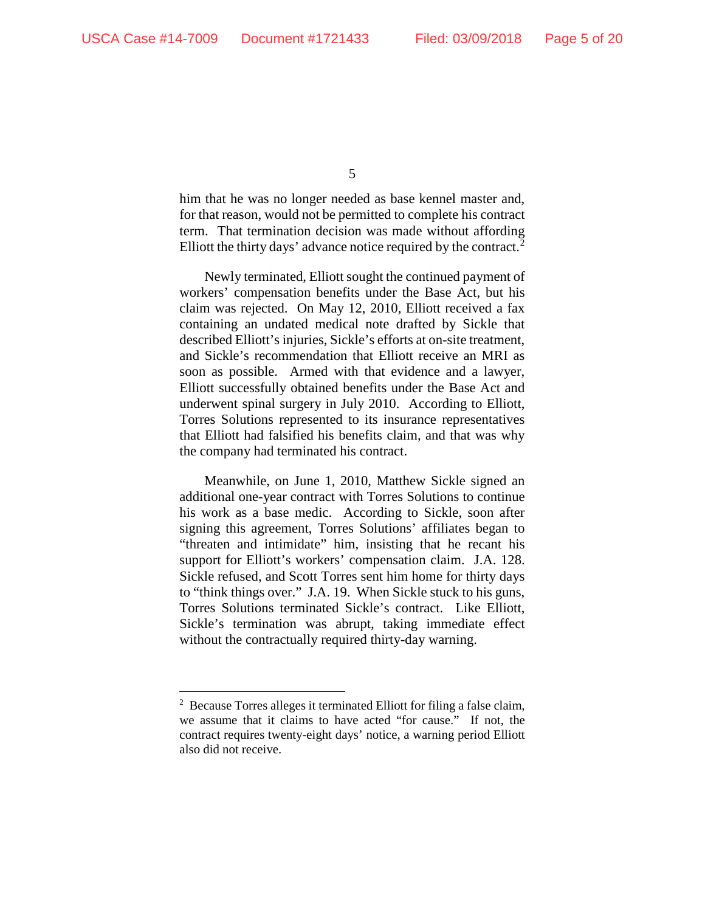him that he was no longer needed as base kennel master and, for that reason, would not be permitted to complete his contract term. That termination decision was made without affording Elliott the thirty days' advance notice required by the contract.[2]

Newly terminated, Elliott sought the continued payment of workers' compensation benefits under the Base Act, but his claim was rejected. On May 12, 2010, Elliott received a fax containing an undated medical note drafted by Sickle that described Elliott's injuries, Sickle's efforts at on-site treatment, and Sickle's recommendation that Elliott receive an MRI as soon as possible. Armed with that evidence and a lawyer, Elliott successfully obtained benefits under the Base Act and underwent spinal surgery in July 2010. According to Elliott, Torres Solutions represented to its insurance representatives that Elliott had falsified his benefits claim, and that was why the company had terminated his contract.

Meanwhile, on June 1, 2010, Matthew Sickle signed an additional one-year contract with Torres Solutions to continue his work as a base medic. According to Sickle, soon after signing this agreement, Torres Solutions' affiliates began to "threaten and intimidate" him, insisting that he recant his support for Elliott's workers' compensation claim. J.A. 128. Sickle refused, and Scott Torres sent him home for thirty days to "think things over." J.A. 19. When Sickle stuck to his guns, Torres Solutions terminated Sickle's contract. Like Elliott, Sickle's termination was abrupt, taking immediate effect without the contractually required thirty-day warning.

---

[2] Because Torres alleges it terminated Elliott for filing a false claim, we assume that it claims to have acted "for cause." If not, the contract requires twenty-eight days' notice, a warning period Elliott also did not receive.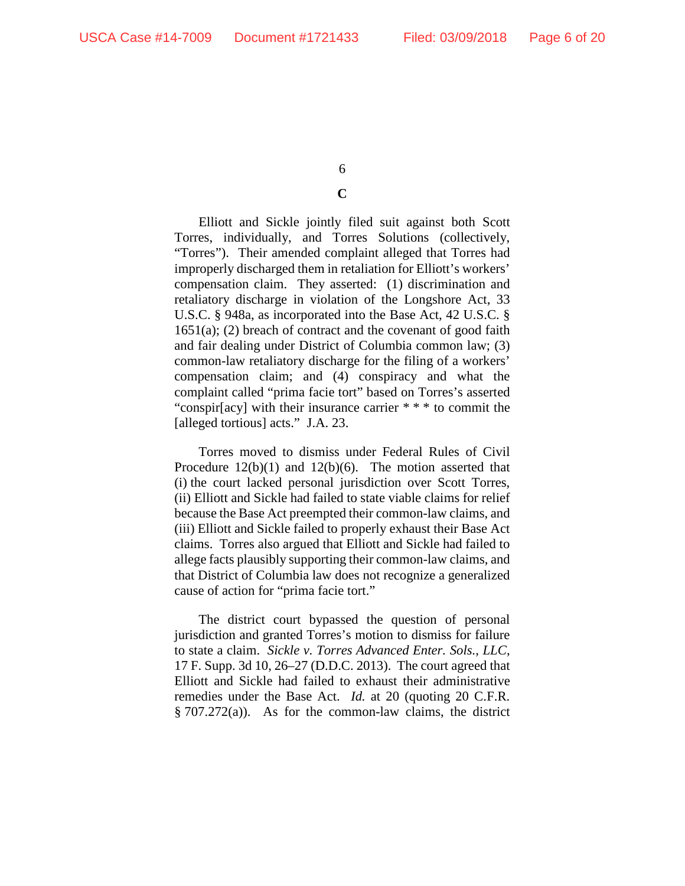### C

Elliott and Sickle jointly filed suit against both Scott Torres, individually, and Torres Solutions (collectively, "Torres"). Their amended complaint alleged that Torres had improperly discharged them in retaliation for Elliott's workers' compensation claim. They asserted: (1) discrimination and retaliatory discharge in violation of the Longshore Act, 33 U.S.C. § 948a, as incorporated into the Base Act, 42 U.S.C. § 1651(a); (2) breach of contract and the covenant of good faith and fair dealing under District of Columbia common law; (3) common-law retaliatory discharge for the filing of a workers' compensation claim; and (4) conspiracy and what the complaint called "prima facie tort" based on Torres's asserted "conspir[acy] with their insurance carrier * * * to commit the [alleged tortious] acts." J.A. 23.

Torres moved to dismiss under Federal Rules of Civil Procedure 12(b)(1) and 12(b)(6). The motion asserted that (i) the court lacked personal jurisdiction over Scott Torres, (ii) Elliott and Sickle had failed to state viable claims for relief because the Base Act preempted their common-law claims, and (iii) Elliott and Sickle failed to properly exhaust their Base Act claims. Torres also argued that Elliott and Sickle had failed to allege facts plausibly supporting their common-law claims, and that District of Columbia law does not recognize a generalized cause of action for "prima facie tort."

The district court bypassed the question of personal jurisdiction and granted Torres's motion to dismiss for failure to state a claim. *Sickle v. Torres Advanced Enter. Sols., LLC*, 17 F. Supp. 3d 10, 26–27 (D.D.C. 2013). The court agreed that Elliott and Sickle had failed to exhaust their administrative remedies under the Base Act. *Id.* at 20 (quoting 20 C.F.R. § 707.272(a)). As for the common-law claims, the district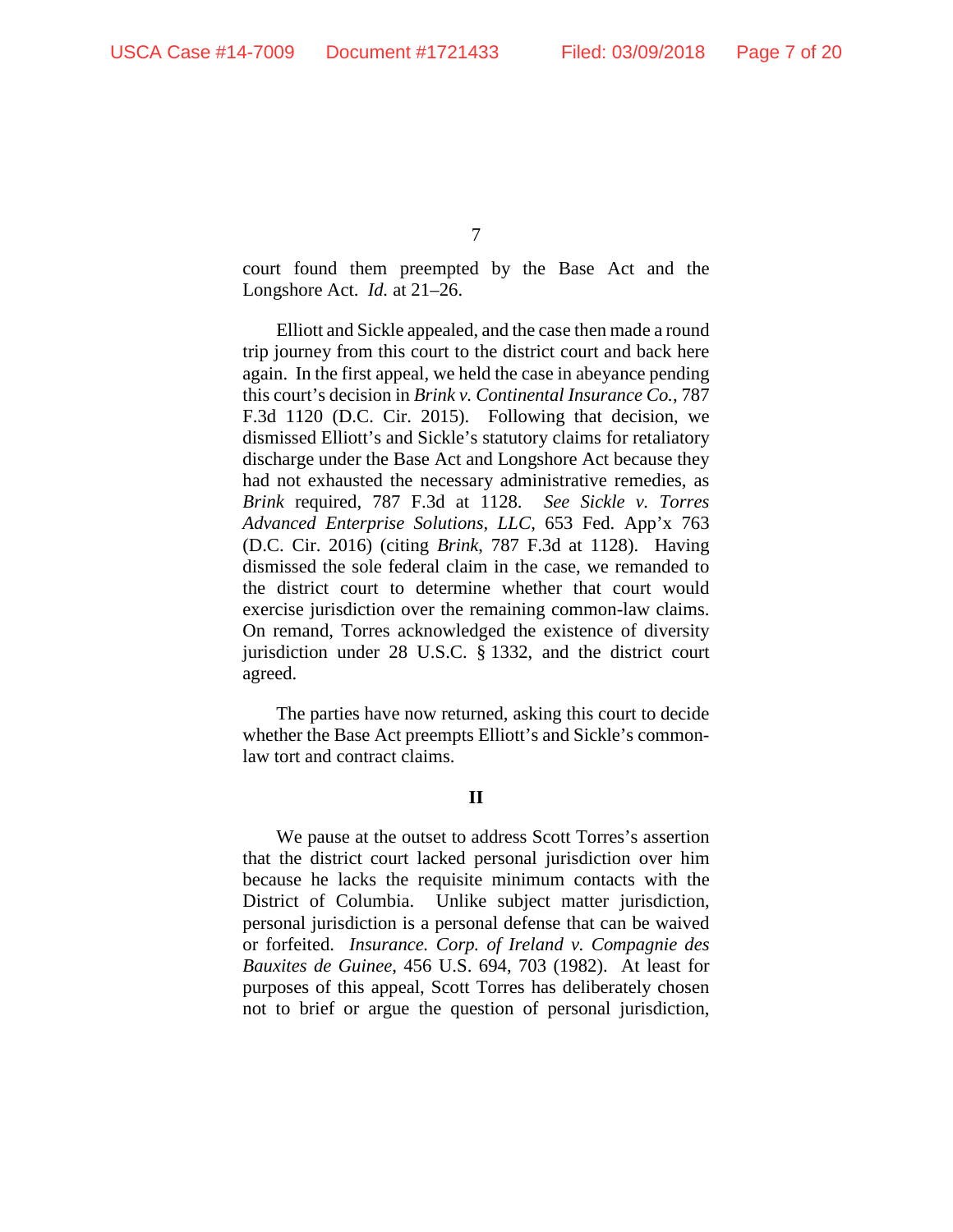court found them preempted by the Base Act and the Longshore Act. *Id.* at 21–26.

Elliott and Sickle appealed, and the case then made a round trip journey from this court to the district court and back here again. In the first appeal, we held the case in abeyance pending this court's decision in *Brink v. Continental Insurance Co.*, 787 F.3d 1120 (D.C. Cir. 2015). Following that decision, we dismissed Elliott's and Sickle's statutory claims for retaliatory discharge under the Base Act and Longshore Act because they had not exhausted the necessary administrative remedies, as *Brink* required, 787 F.3d at 1128. *See Sickle v. Torres Advanced Enterprise Solutions, LLC*, 653 Fed. App'x 763 (D.C. Cir. 2016) (citing *Brink*, 787 F.3d at 1128). Having dismissed the sole federal claim in the case, we remanded to the district court to determine whether that court would exercise jurisdiction over the remaining common-law claims. On remand, Torres acknowledged the existence of diversity jurisdiction under 28 U.S.C. § 1332, and the district court agreed.

The parties have now returned, asking this court to decide whether the Base Act preempts Elliott's and Sickle's common-law tort and contract claims.

## II

We pause at the outset to address Scott Torres's assertion that the district court lacked personal jurisdiction over him because he lacks the requisite minimum contacts with the District of Columbia. Unlike subject matter jurisdiction, personal jurisdiction is a personal defense that can be waived or forfeited. *Insurance. Corp. of Ireland v. Compagnie des Bauxites de Guinee*, 456 U.S. 694, 703 (1982). At least for purposes of this appeal, Scott Torres has deliberately chosen not to brief or argue the question of personal jurisdiction,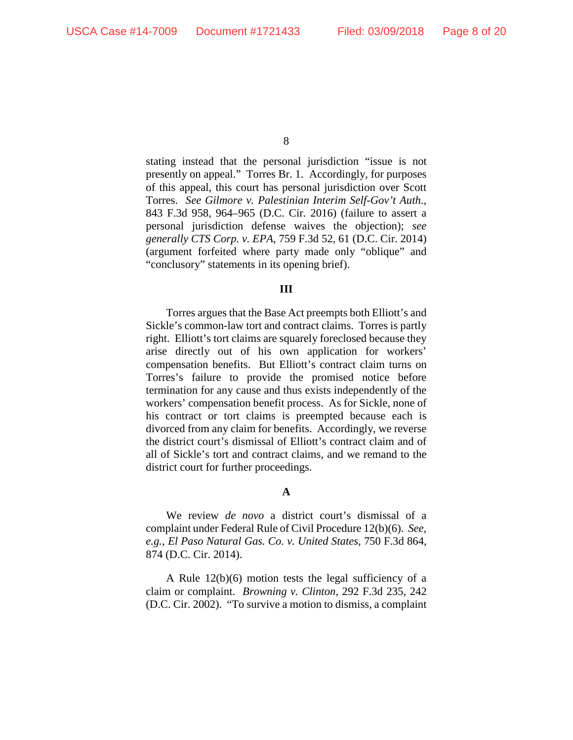stating instead that the personal jurisdiction "issue is not presently on appeal." Torres Br. 1. Accordingly, for purposes of this appeal, this court has personal jurisdiction over Scott Torres. *See Gilmore v. Palestinian Interim Self-Gov't Auth.*, 843 F.3d 958, 964–965 (D.C. Cir. 2016) (failure to assert a personal jurisdiction defense waives the objection); *see generally CTS Corp. v. EPA*, 759 F.3d 52, 61 (D.C. Cir. 2014) (argument forfeited where party made only "oblique" and "conclusory" statements in its opening brief).

## III

Torres argues that the Base Act preempts both Elliott's and Sickle's common-law tort and contract claims. Torres is partly right. Elliott's tort claims are squarely foreclosed because they arise directly out of his own application for workers' compensation benefits. But Elliott's contract claim turns on Torres's failure to provide the promised notice before termination for any cause and thus exists independently of the workers' compensation benefit process. As for Sickle, none of his contract or tort claims is preempted because each is divorced from any claim for benefits. Accordingly, we reverse the district court's dismissal of Elliott's contract claim and of all of Sickle's tort and contract claims, and we remand to the district court for further proceedings.

### A

We review *de novo* a district court's dismissal of a complaint under Federal Rule of Civil Procedure 12(b)(6). *See, e.g.*, *El Paso Natural Gas. Co. v. United States*, 750 F.3d 864, 874 (D.C. Cir. 2014).

A Rule 12(b)(6) motion tests the legal sufficiency of a claim or complaint. *Browning v. Clinton*, 292 F.3d 235, 242 (D.C. Cir. 2002). "To survive a motion to dismiss, a complaint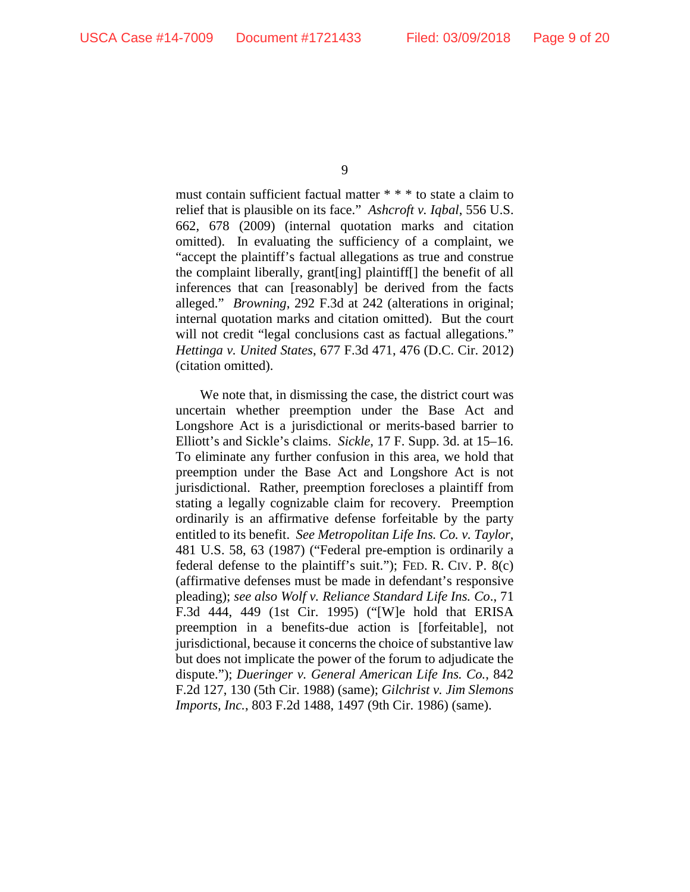must contain sufficient factual matter * * * to state a claim to relief that is plausible on its face." *Ashcroft v. Iqbal*, 556 U.S. 662, 678 (2009) (internal quotation marks and citation omitted). In evaluating the sufficiency of a complaint, we "accept the plaintiff's factual allegations as true and construe the complaint liberally, grant[ing] plaintiff[] the benefit of all inferences that can [reasonably] be derived from the facts alleged." *Browning*, 292 F.3d at 242 (alterations in original; internal quotation marks and citation omitted). But the court will not credit "legal conclusions cast as factual allegations." *Hettinga v. United States*, 677 F.3d 471, 476 (D.C. Cir. 2012) (citation omitted).

We note that, in dismissing the case, the district court was uncertain whether preemption under the Base Act and Longshore Act is a jurisdictional or merits-based barrier to Elliott's and Sickle's claims. *Sickle*, 17 F. Supp. 3d. at 15–16. To eliminate any further confusion in this area, we hold that preemption under the Base Act and Longshore Act is not jurisdictional. Rather, preemption forecloses a plaintiff from stating a legally cognizable claim for recovery. Preemption ordinarily is an affirmative defense forfeitable by the party entitled to its benefit. *See Metropolitan Life Ins. Co. v. Taylor*, 481 U.S. 58, 63 (1987) ("Federal pre-emption is ordinarily a federal defense to the plaintiff's suit."); FED. R. CIV. P. 8(c) (affirmative defenses must be made in defendant's responsive pleading); *see also Wolf v. Reliance Standard Life Ins. Co*., 71 F.3d 444, 449 (1st Cir. 1995) ("[W]e hold that ERISA preemption in a benefits-due action is [forfeitable], not jurisdictional, because it concerns the choice of substantive law but does not implicate the power of the forum to adjudicate the dispute."); *Dueringer v. General American Life Ins. Co.*, 842 F.2d 127, 130 (5th Cir. 1988) (same); *Gilchrist v. Jim Slemons Imports, Inc.*, 803 F.2d 1488, 1497 (9th Cir. 1986) (same).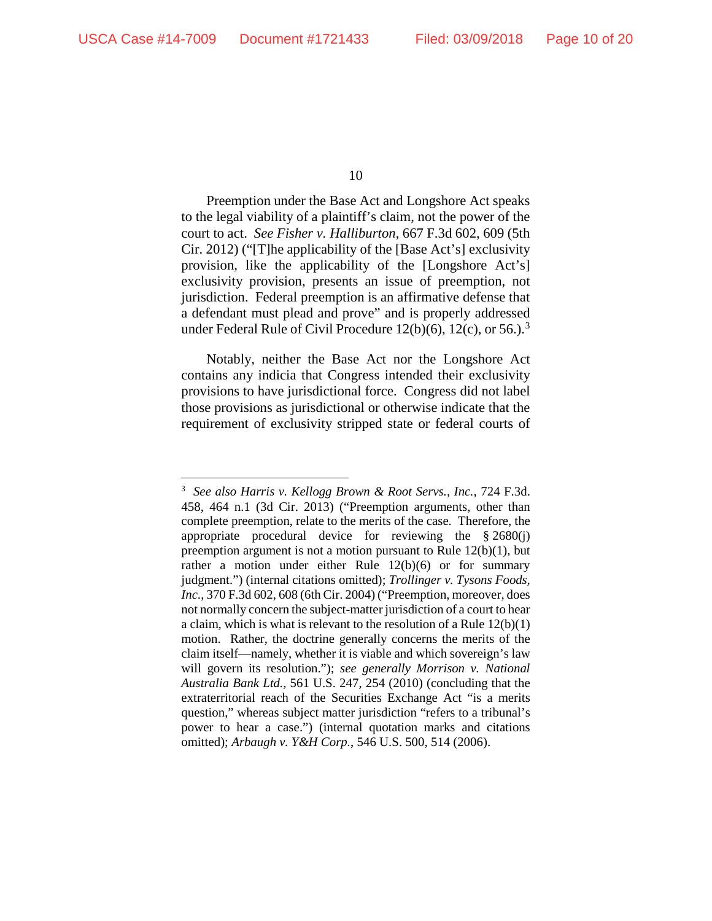Preemption under the Base Act and Longshore Act speaks to the legal viability of a plaintiff's claim, not the power of the court to act. *See Fisher v. Halliburton*, 667 F.3d 602, 609 (5th Cir. 2012) ("[T]he applicability of the [Base Act's] exclusivity provision, like the applicability of the [Longshore Act's] exclusivity provision, presents an issue of preemption, not jurisdiction. Federal preemption is an affirmative defense that a defendant must plead and prove" and is properly addressed under Federal Rule of Civil Procedure 12(b)(6), 12(c), or 56.).[3]

Notably, neither the Base Act nor the Longshore Act contains any indicia that Congress intended their exclusivity provisions to have jurisdictional force. Congress did not label those provisions as jurisdictional or otherwise indicate that the requirement of exclusivity stripped state or federal courts of

---

[3] *See also Harris v. Kellogg Brown & Root Servs., Inc.*, 724 F.3d. 458, 464 n.1 (3d Cir. 2013) ("Preemption arguments, other than complete preemption, relate to the merits of the case. Therefore, the appropriate procedural device for reviewing the § 2680(j) preemption argument is not a motion pursuant to Rule 12(b)(1), but rather a motion under either Rule 12(b)(6) or for summary judgment.") (internal citations omitted); *Trollinger v. Tysons Foods, Inc.*, 370 F.3d 602, 608 (6th Cir. 2004) ("Preemption, moreover, does not normally concern the subject-matter jurisdiction of a court to hear a claim, which is what is relevant to the resolution of a Rule 12(b)(1) motion. Rather, the doctrine generally concerns the merits of the claim itself—namely, whether it is viable and which sovereign's law will govern its resolution."); *see generally Morrison v. National Australia Bank Ltd.*, 561 U.S. 247, 254 (2010) (concluding that the extraterritorial reach of the Securities Exchange Act "is a merits question," whereas subject matter jurisdiction "refers to a tribunal's power to hear a case.") (internal quotation marks and citations omitted); *Arbaugh v. Y&H Corp.*, 546 U.S. 500, 514 (2006).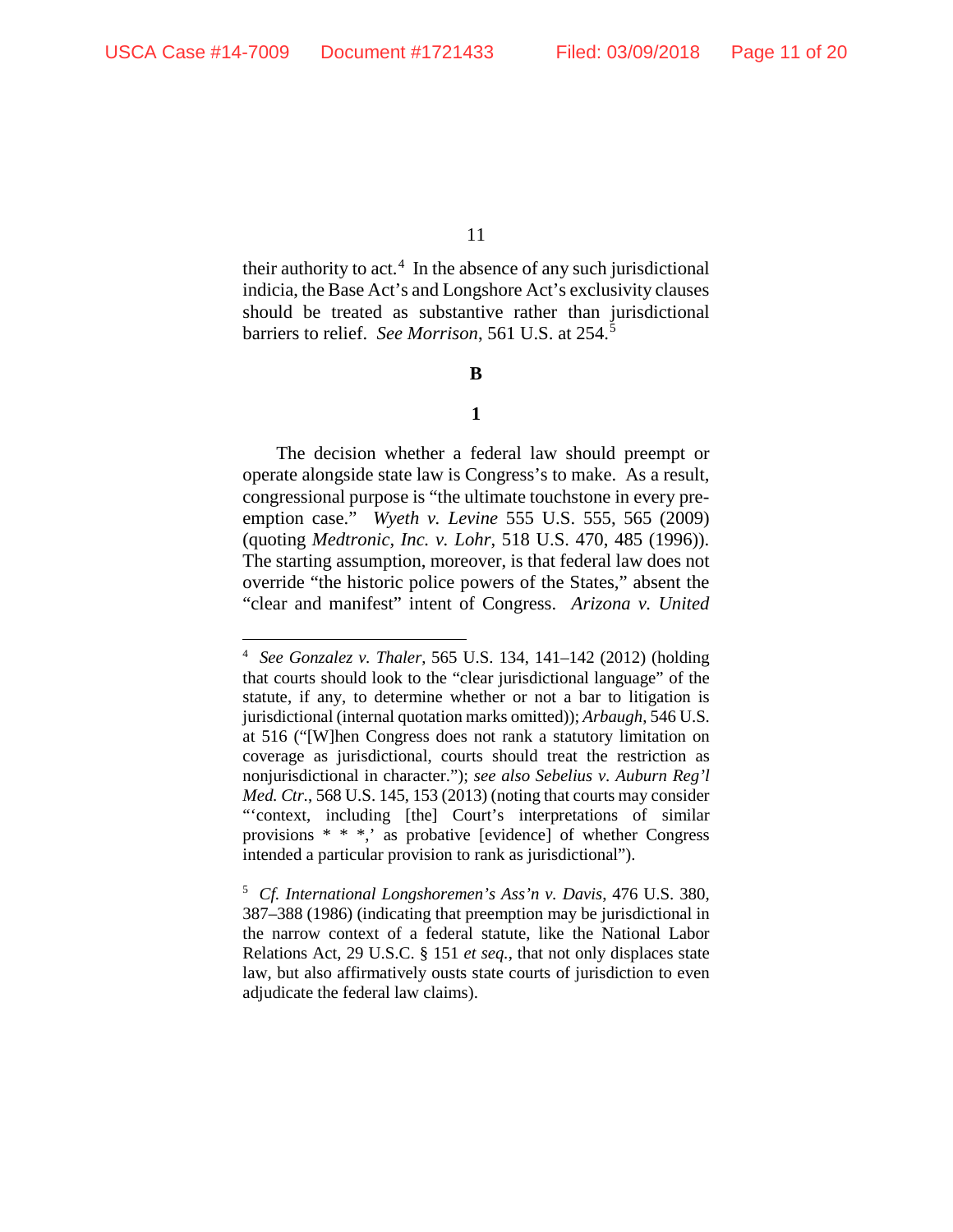their authority to act.[4] In the absence of any such jurisdictional indicia, the Base Act's and Longshore Act's exclusivity clauses should be treated as substantive rather than jurisdictional barriers to relief. *See Morrison*, 561 U.S. at 254.[5]

**B**

**1**

The decision whether a federal law should preempt or operate alongside state law is Congress's to make. As a result, congressional purpose is "the ultimate touchstone in every pre-emption case." *Wyeth v. Levine* 555 U.S. 555, 565 (2009) (quoting *Medtronic, Inc. v. Lohr*, 518 U.S. 470, 485 (1996)). The starting assumption, moreover, is that federal law does not override "the historic police powers of the States," absent the "clear and manifest" intent of Congress. *Arizona v. United*

---

[4] *See Gonzalez v. Thaler*, 565 U.S. 134, 141–142 (2012) (holding that courts should look to the "clear jurisdictional language" of the statute, if any, to determine whether or not a bar to litigation is jurisdictional (internal quotation marks omitted)); *Arbaugh*, 546 U.S. at 516 ("[W]hen Congress does not rank a statutory limitation on coverage as jurisdictional, courts should treat the restriction as nonjurisdictional in character."); *see also Sebelius v. Auburn Reg'l Med. Ctr.*, 568 U.S. 145, 153 (2013) (noting that courts may consider "'context, including [the] Court's interpretations of similar provisions * * *,' as probative [evidence] of whether Congress intended a particular provision to rank as jurisdictional").

[5] *Cf. International Longshoremen's Ass'n v. Davis*, 476 U.S. 380, 387–388 (1986) (indicating that preemption may be jurisdictional in the narrow context of a federal statute, like the National Labor Relations Act, 29 U.S.C. § 151 *et seq.*, that not only displaces state law, but also affirmatively ousts state courts of jurisdiction to even adjudicate the federal law claims).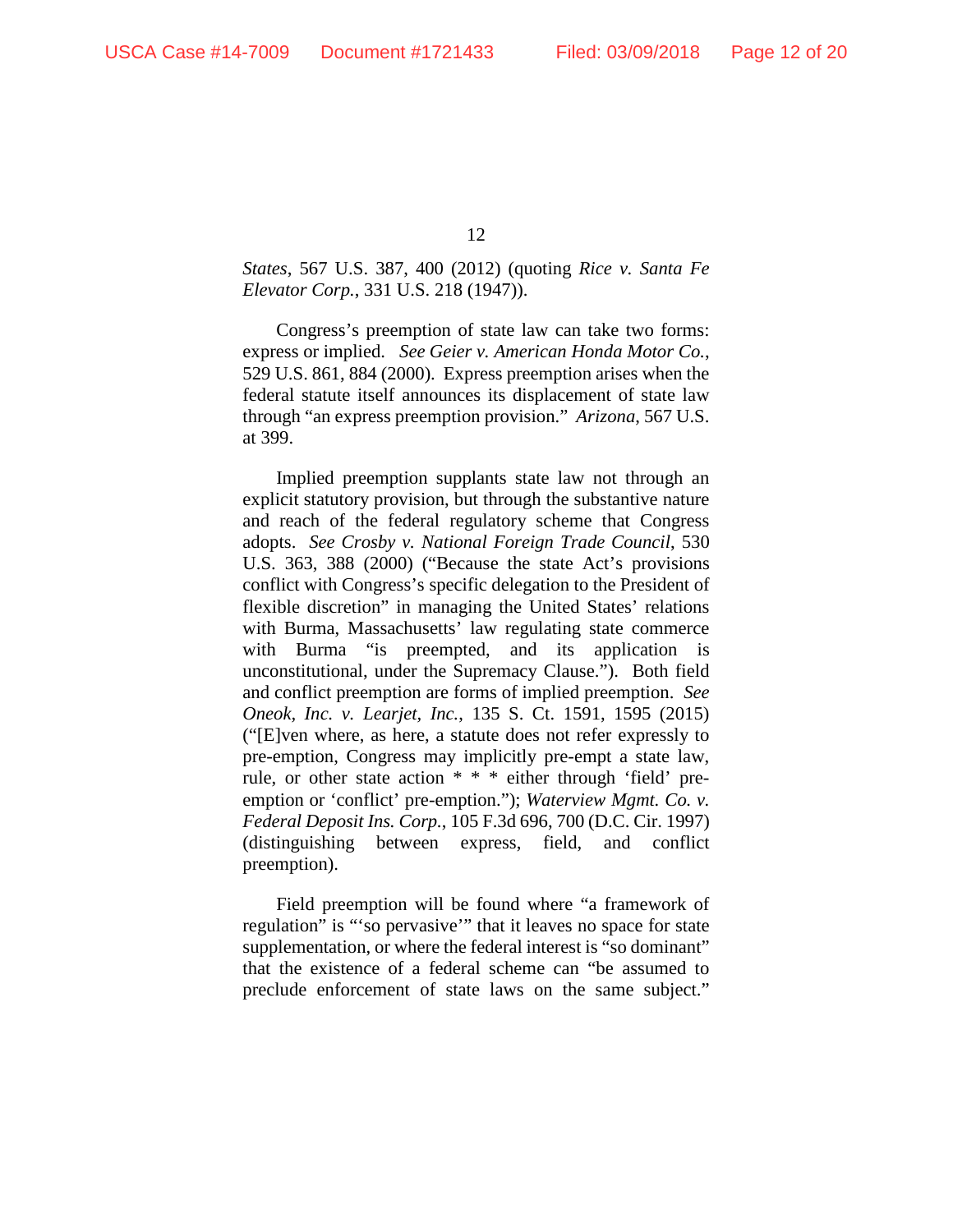*States*, 567 U.S. 387, 400 (2012) (quoting *Rice v. Santa Fe Elevator Corp.*, 331 U.S. 218 (1947)).

Congress's preemption of state law can take two forms: express or implied. *See Geier v. American Honda Motor Co.*, 529 U.S. 861, 884 (2000). Express preemption arises when the federal statute itself announces its displacement of state law through "an express preemption provision." *Arizona*, 567 U.S. at 399.

Implied preemption supplants state law not through an explicit statutory provision, but through the substantive nature and reach of the federal regulatory scheme that Congress adopts. *See Crosby v. National Foreign Trade Council*, 530 U.S. 363, 388 (2000) ("Because the state Act's provisions conflict with Congress's specific delegation to the President of flexible discretion" in managing the United States' relations with Burma, Massachusetts' law regulating state commerce with Burma "is preempted, and its application is unconstitutional, under the Supremacy Clause."). Both field and conflict preemption are forms of implied preemption. *See Oneok, Inc. v. Learjet, Inc.*, 135 S. Ct. 1591, 1595 (2015) ("[E]ven where, as here, a statute does not refer expressly to pre-emption, Congress may implicitly pre-empt a state law, rule, or other state action * * * either through 'field' pre-emption or 'conflict' pre-emption."); *Waterview Mgmt. Co. v. Federal Deposit Ins. Corp.*, 105 F.3d 696, 700 (D.C. Cir. 1997) (distinguishing between express, field, and conflict preemption).

Field preemption will be found where "a framework of regulation" is "'so pervasive'" that it leaves no space for state supplementation, or where the federal interest is "so dominant" that the existence of a federal scheme can "be assumed to preclude enforcement of state laws on the same subject."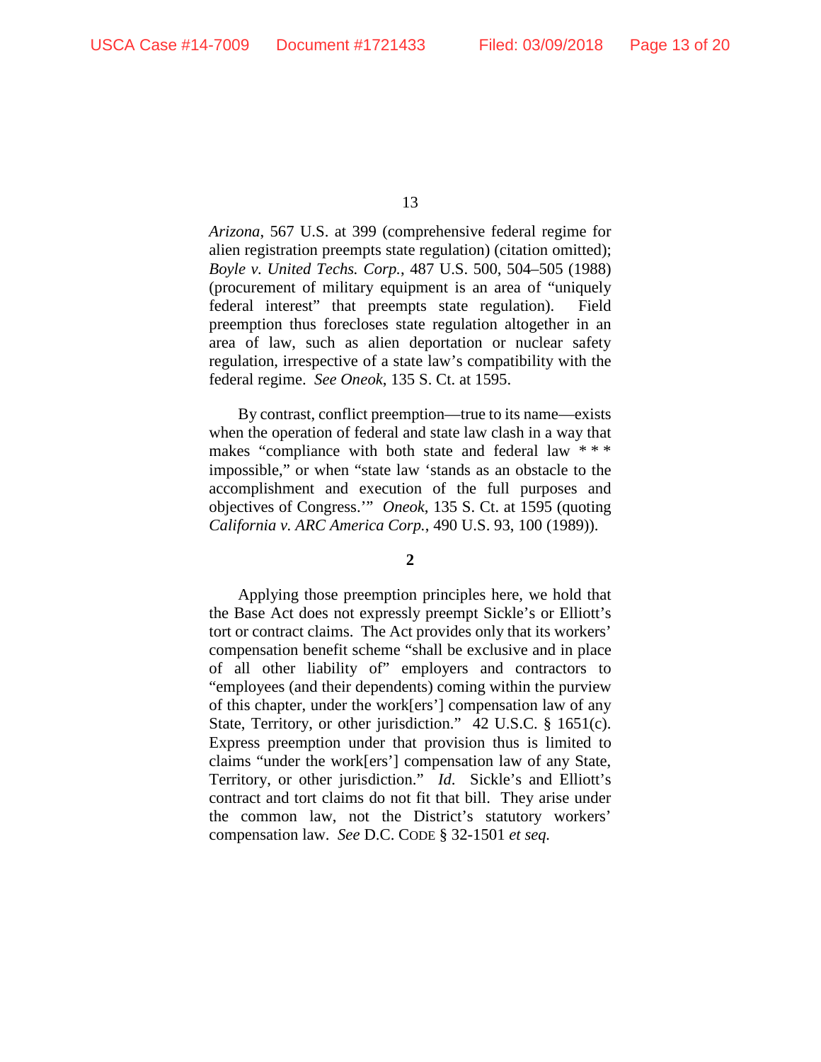*Arizona*, 567 U.S. at 399 (comprehensive federal regime for alien registration preempts state regulation) (citation omitted); *Boyle v. United Techs. Corp.*, 487 U.S. 500, 504–505 (1988) (procurement of military equipment is an area of "uniquely federal interest" that preempts state regulation). Field preemption thus forecloses state regulation altogether in an area of law, such as alien deportation or nuclear safety regulation, irrespective of a state law's compatibility with the federal regime. *See Oneok*, 135 S. Ct. at 1595.

By contrast, conflict preemption—true to its name—exists when the operation of federal and state law clash in a way that makes "compliance with both state and federal law * * * impossible," or when "state law 'stands as an obstacle to the accomplishment and execution of the full purposes and objectives of Congress.'" *Oneok*, 135 S. Ct. at 1595 (quoting *California v. ARC America Corp.*, 490 U.S. 93, 100 (1989)).

**2**

Applying those preemption principles here, we hold that the Base Act does not expressly preempt Sickle's or Elliott's tort or contract claims. The Act provides only that its workers' compensation benefit scheme "shall be exclusive and in place of all other liability of" employers and contractors to "employees (and their dependents) coming within the purview of this chapter, under the work[ers'] compensation law of any State, Territory, or other jurisdiction." 42 U.S.C. § 1651(c). Express preemption under that provision thus is limited to claims "under the work[ers'] compensation law of any State, Territory, or other jurisdiction." *Id.* Sickle's and Elliott's contract and tort claims do not fit that bill. They arise under the common law, not the District's statutory workers' compensation law. *See* D.C. CODE § 32-1501 *et seq.*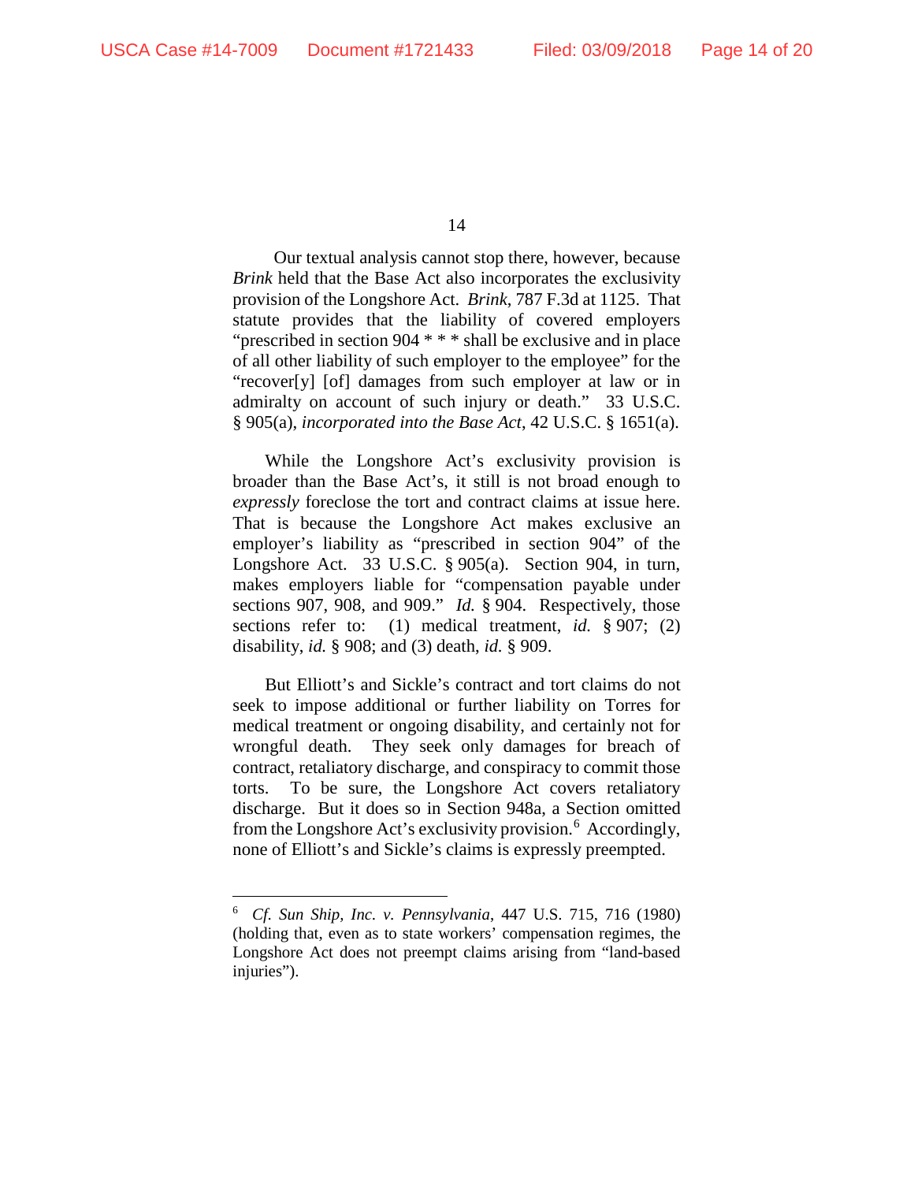Our textual analysis cannot stop there, however, because *Brink* held that the Base Act also incorporates the exclusivity provision of the Longshore Act. *Brink*, 787 F.3d at 1125. That statute provides that the liability of covered employers "prescribed in section 904 * * * shall be exclusive and in place of all other liability of such employer to the employee" for the "recover[y] [of] damages from such employer at law or in admiralty on account of such injury or death." 33 U.S.C. § 905(a), *incorporated into the Base Act*, 42 U.S.C. § 1651(a).

While the Longshore Act's exclusivity provision is broader than the Base Act's, it still is not broad enough to *expressly* foreclose the tort and contract claims at issue here. That is because the Longshore Act makes exclusive an employer's liability as "prescribed in section 904" of the Longshore Act. 33 U.S.C. § 905(a). Section 904, in turn, makes employers liable for "compensation payable under sections 907, 908, and 909." *Id.* § 904. Respectively, those sections refer to: (1) medical treatment, *id.* § 907; (2) disability, *id.* § 908; and (3) death, *id.* § 909.

But Elliott's and Sickle's contract and tort claims do not seek to impose additional or further liability on Torres for medical treatment or ongoing disability, and certainly not for wrongful death. They seek only damages for breach of contract, retaliatory discharge, and conspiracy to commit those torts. To be sure, the Longshore Act covers retaliatory discharge. But it does so in Section 948a, a Section omitted from the Longshore Act's exclusivity provision.[6] Accordingly, none of Elliott's and Sickle's claims is expressly preempted.

---

[6] *Cf. Sun Ship, Inc. v. Pennsylvania*, 447 U.S. 715, 716 (1980) (holding that, even as to state workers' compensation regimes, the Longshore Act does not preempt claims arising from "land-based injuries").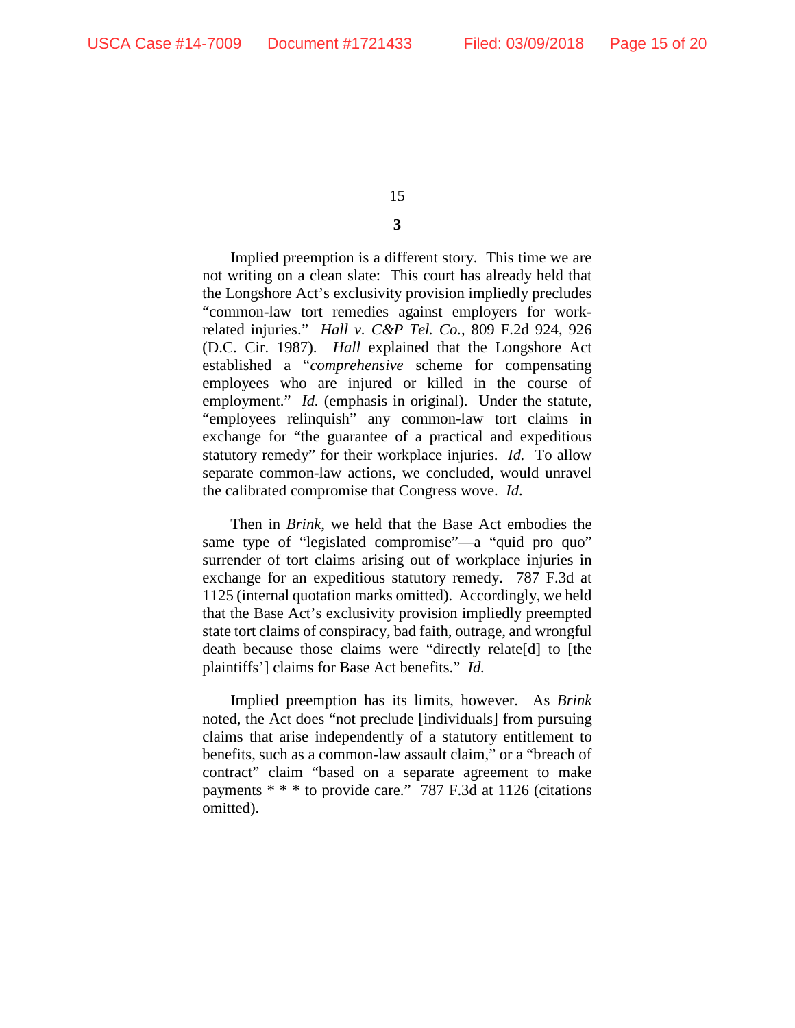**3**

Implied preemption is a different story. This time we are not writing on a clean slate: This court has already held that the Longshore Act's exclusivity provision impliedly precludes "common-law tort remedies against employers for work-related injuries." *Hall v. C&P Tel. Co.*, 809 F.2d 924, 926 (D.C. Cir. 1987). *Hall* explained that the Longshore Act established a "*comprehensive* scheme for compensating employees who are injured or killed in the course of employment." *Id.* (emphasis in original). Under the statute, "employees relinquish" any common-law tort claims in exchange for "the guarantee of a practical and expeditious statutory remedy" for their workplace injuries. *Id.* To allow separate common-law actions, we concluded, would unravel the calibrated compromise that Congress wove. *Id.*

Then in *Brink*, we held that the Base Act embodies the same type of "legislated compromise"—a "quid pro quo" surrender of tort claims arising out of workplace injuries in exchange for an expeditious statutory remedy. 787 F.3d at 1125 (internal quotation marks omitted). Accordingly, we held that the Base Act's exclusivity provision impliedly preempted state tort claims of conspiracy, bad faith, outrage, and wrongful death because those claims were "directly relate[d] to [the plaintiffs'] claims for Base Act benefits." *Id.*

Implied preemption has its limits, however. As *Brink* noted, the Act does "not preclude [individuals] from pursuing claims that arise independently of a statutory entitlement to benefits, such as a common-law assault claim," or a "breach of contract" claim "based on a separate agreement to make payments * * * to provide care." 787 F.3d at 1126 (citations omitted).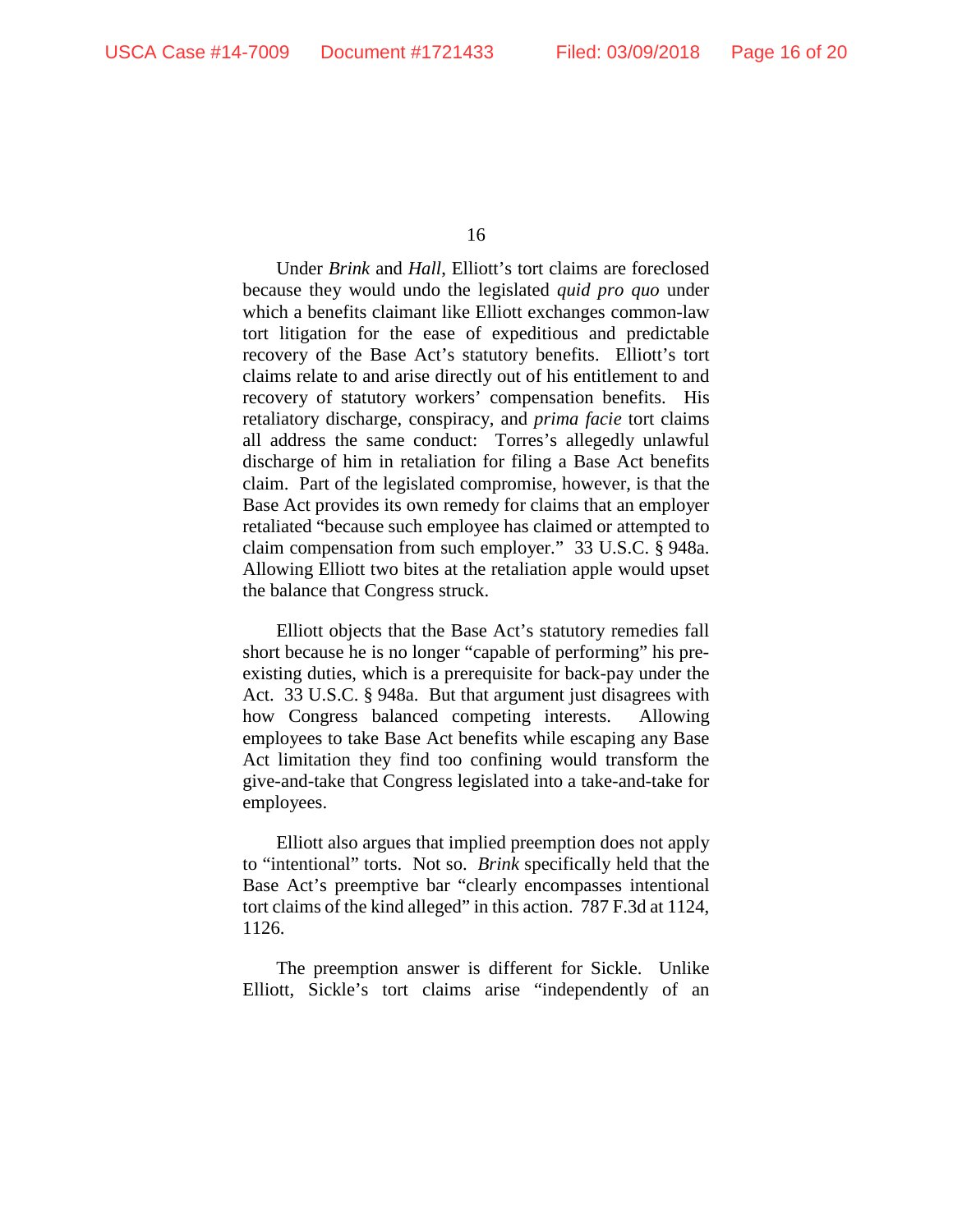Under *Brink* and *Hall*, Elliott's tort claims are foreclosed because they would undo the legislated *quid pro quo* under which a benefits claimant like Elliott exchanges common-law tort litigation for the ease of expeditious and predictable recovery of the Base Act's statutory benefits. Elliott's tort claims relate to and arise directly out of his entitlement to and recovery of statutory workers' compensation benefits. His retaliatory discharge, conspiracy, and *prima facie* tort claims all address the same conduct: Torres's allegedly unlawful discharge of him in retaliation for filing a Base Act benefits claim. Part of the legislated compromise, however, is that the Base Act provides its own remedy for claims that an employer retaliated "because such employee has claimed or attempted to claim compensation from such employer." 33 U.S.C. § 948a. Allowing Elliott two bites at the retaliation apple would upset the balance that Congress struck.

Elliott objects that the Base Act's statutory remedies fall short because he is no longer "capable of performing" his pre-existing duties, which is a prerequisite for back-pay under the Act. 33 U.S.C. § 948a. But that argument just disagrees with how Congress balanced competing interests. Allowing employees to take Base Act benefits while escaping any Base Act limitation they find too confining would transform the give-and-take that Congress legislated into a take-and-take for employees.

Elliott also argues that implied preemption does not apply to "intentional" torts. Not so. *Brink* specifically held that the Base Act's preemptive bar "clearly encompasses intentional tort claims of the kind alleged" in this action. 787 F.3d at 1124, 1126.

The preemption answer is different for Sickle. Unlike Elliott, Sickle's tort claims arise "independently of an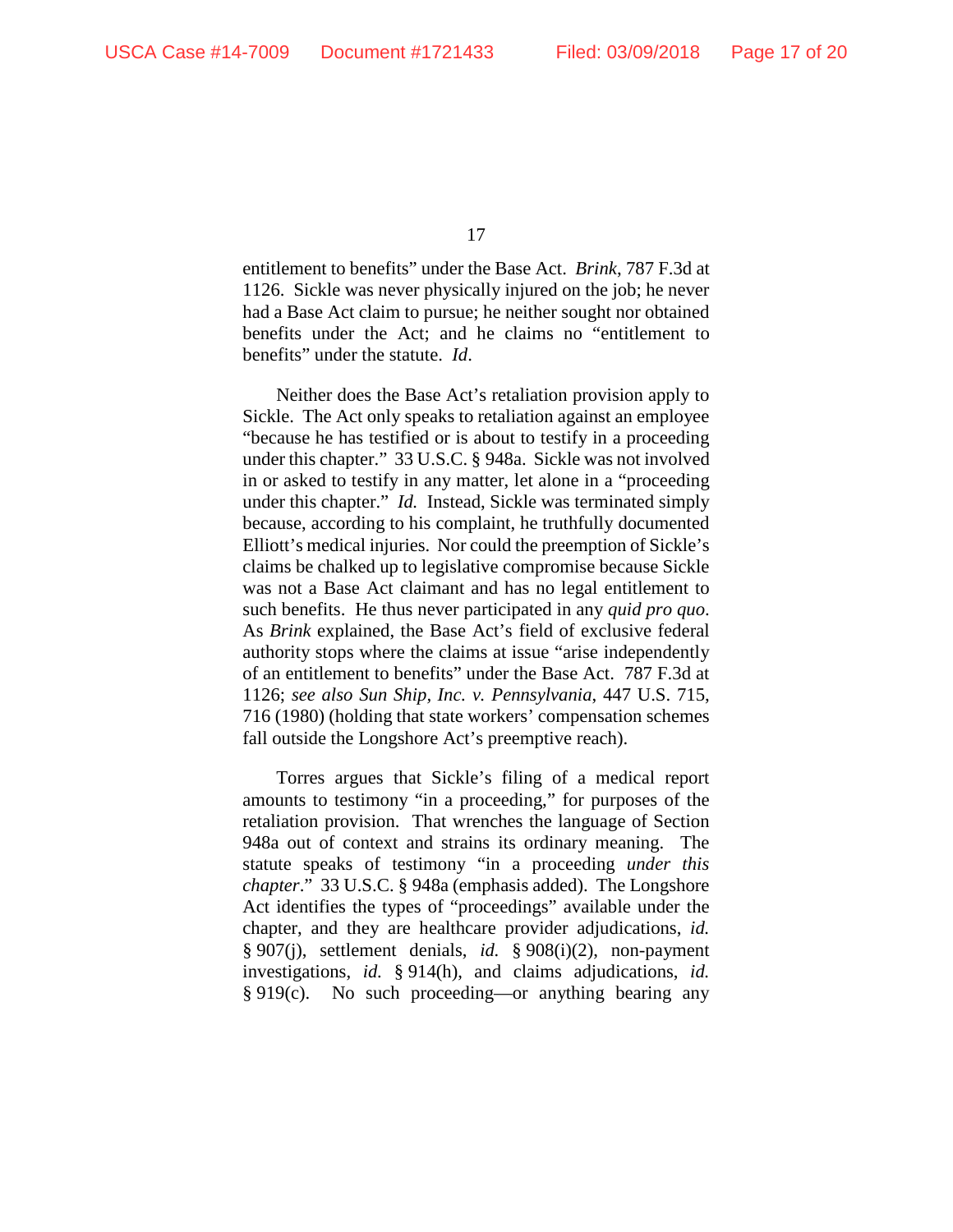entitlement to benefits" under the Base Act. *Brink*, 787 F.3d at 1126. Sickle was never physically injured on the job; he never had a Base Act claim to pursue; he neither sought nor obtained benefits under the Act; and he claims no "entitlement to benefits" under the statute. *Id*.

Neither does the Base Act's retaliation provision apply to Sickle. The Act only speaks to retaliation against an employee "because he has testified or is about to testify in a proceeding under this chapter." 33 U.S.C. § 948a. Sickle was not involved in or asked to testify in any matter, let alone in a "proceeding under this chapter." *Id.* Instead, Sickle was terminated simply because, according to his complaint, he truthfully documented Elliott's medical injuries. Nor could the preemption of Sickle's claims be chalked up to legislative compromise because Sickle was not a Base Act claimant and has no legal entitlement to such benefits. He thus never participated in any *quid pro quo*. As *Brink* explained, the Base Act's field of exclusive federal authority stops where the claims at issue "arise independently of an entitlement to benefits" under the Base Act. 787 F.3d at 1126; *see also Sun Ship, Inc. v. Pennsylvania*, 447 U.S. 715, 716 (1980) (holding that state workers' compensation schemes fall outside the Longshore Act's preemptive reach).

Torres argues that Sickle's filing of a medical report amounts to testimony "in a proceeding," for purposes of the retaliation provision. That wrenches the language of Section 948a out of context and strains its ordinary meaning. The statute speaks of testimony "in a proceeding *under this chapter*." 33 U.S.C. § 948a (emphasis added). The Longshore Act identifies the types of "proceedings" available under the chapter, and they are healthcare provider adjudications, *id.* § 907(j), settlement denials, *id.* § 908(i)(2), non-payment investigations, *id.* § 914(h), and claims adjudications, *id.* § 919(c). No such proceeding—or anything bearing any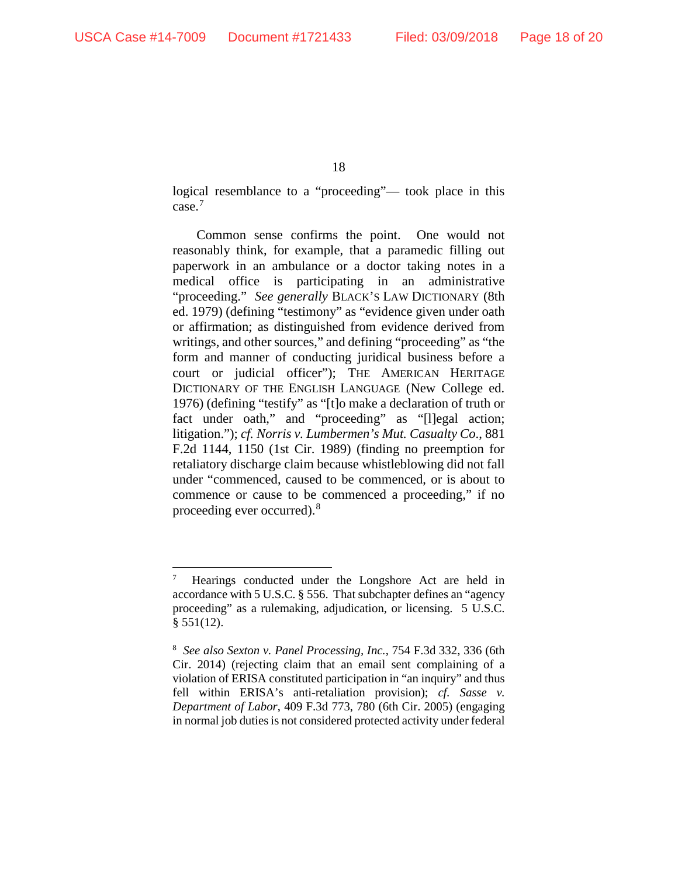logical resemblance to a "proceeding"— took place in this case.[7]

Common sense confirms the point. One would not reasonably think, for example, that a paramedic filling out paperwork in an ambulance or a doctor taking notes in a medical office is participating in an administrative "proceeding." *See generally* BLACK'S LAW DICTIONARY (8th ed. 1979) (defining "testimony" as "evidence given under oath or affirmation; as distinguished from evidence derived from writings, and other sources," and defining "proceeding" as "the form and manner of conducting juridical business before a court or judicial officer"); THE AMERICAN HERITAGE DICTIONARY OF THE ENGLISH LANGUAGE (New College ed. 1976) (defining "testify" as "[t]o make a declaration of truth or fact under oath," and "proceeding" as "[l]egal action; litigation."); *cf. Norris v. Lumbermen's Mut. Casualty Co.*, 881 F.2d 1144, 1150 (1st Cir. 1989) (finding no preemption for retaliatory discharge claim because whistleblowing did not fall under "commenced, caused to be commenced, or is about to commence or cause to be commenced a proceeding," if no proceeding ever occurred).[8]

---

[7] Hearings conducted under the Longshore Act are held in accordance with 5 U.S.C. § 556. That subchapter defines an "agency proceeding" as a rulemaking, adjudication, or licensing. 5 U.S.C. § 551(12).

[8] *See also Sexton v. Panel Processing, Inc.*, 754 F.3d 332, 336 (6th Cir. 2014) (rejecting claim that an email sent complaining of a violation of ERISA constituted participation in "an inquiry" and thus fell within ERISA's anti-retaliation provision); *cf. Sasse v. Department of Labor*, 409 F.3d 773, 780 (6th Cir. 2005) (engaging in normal job duties is not considered protected activity under federal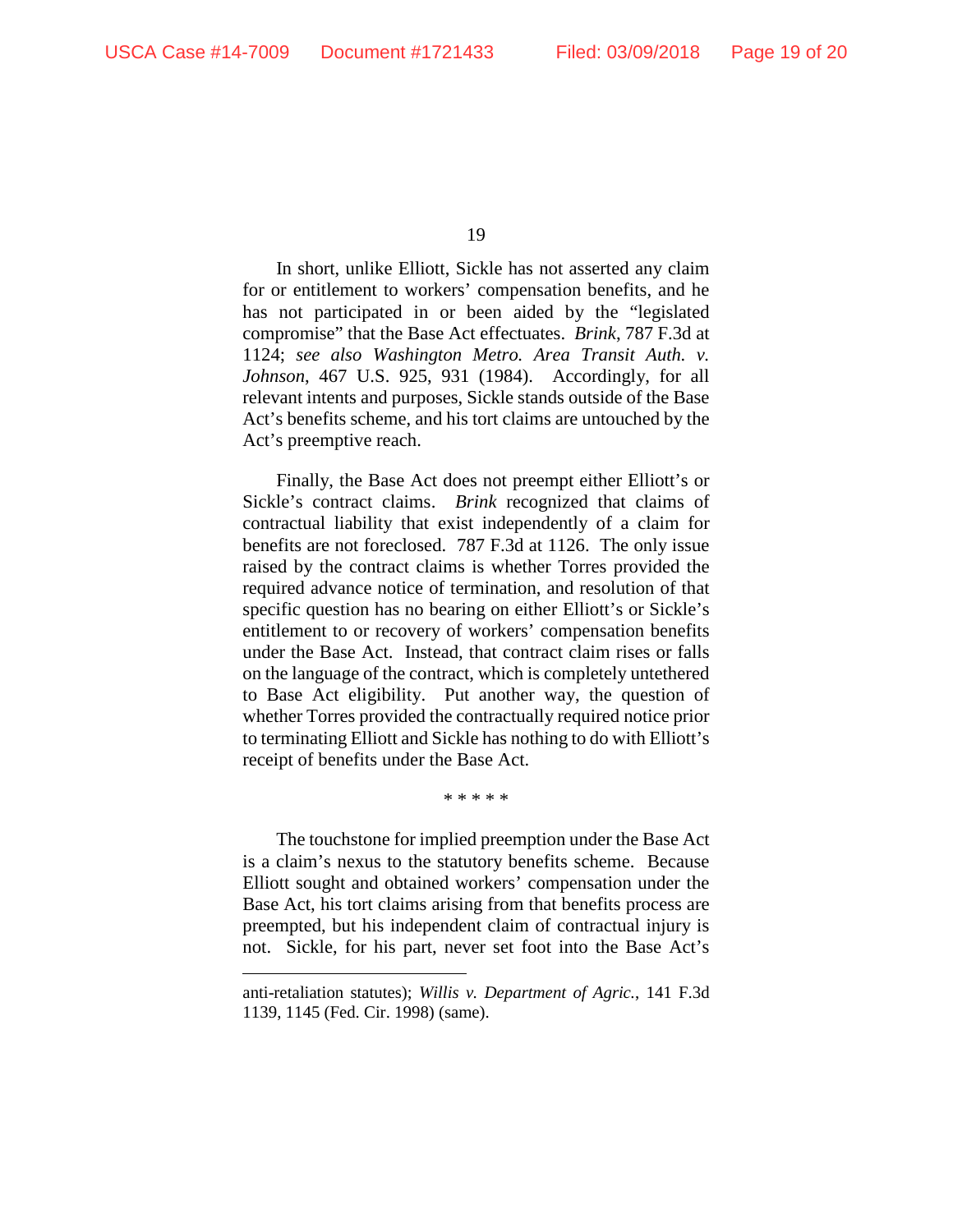In short, unlike Elliott, Sickle has not asserted any claim for or entitlement to workers' compensation benefits, and he has not participated in or been aided by the "legislated compromise" that the Base Act effectuates. *Brink*, 787 F.3d at 1124; *see also Washington Metro. Area Transit Auth. v. Johnson*, 467 U.S. 925, 931 (1984). Accordingly, for all relevant intents and purposes, Sickle stands outside of the Base Act's benefits scheme, and his tort claims are untouched by the Act's preemptive reach.

Finally, the Base Act does not preempt either Elliott's or Sickle's contract claims. *Brink* recognized that claims of contractual liability that exist independently of a claim for benefits are not foreclosed. 787 F.3d at 1126. The only issue raised by the contract claims is whether Torres provided the required advance notice of termination, and resolution of that specific question has no bearing on either Elliott's or Sickle's entitlement to or recovery of workers' compensation benefits under the Base Act. Instead, that contract claim rises or falls on the language of the contract, which is completely untethered to Base Act eligibility. Put another way, the question of whether Torres provided the contractually required notice prior to terminating Elliott and Sickle has nothing to do with Elliott's receipt of benefits under the Base Act.

\* \* \* \* \*

The touchstone for implied preemption under the Base Act is a claim's nexus to the statutory benefits scheme. Because Elliott sought and obtained workers' compensation under the Base Act, his tort claims arising from that benefits process are preempted, but his independent claim of contractual injury is not. Sickle, for his part, never set foot into the Base Act's

---

anti-retaliation statutes); *Willis v. Department of Agric.*, 141 F.3d 1139, 1145 (Fed. Cir. 1998) (same).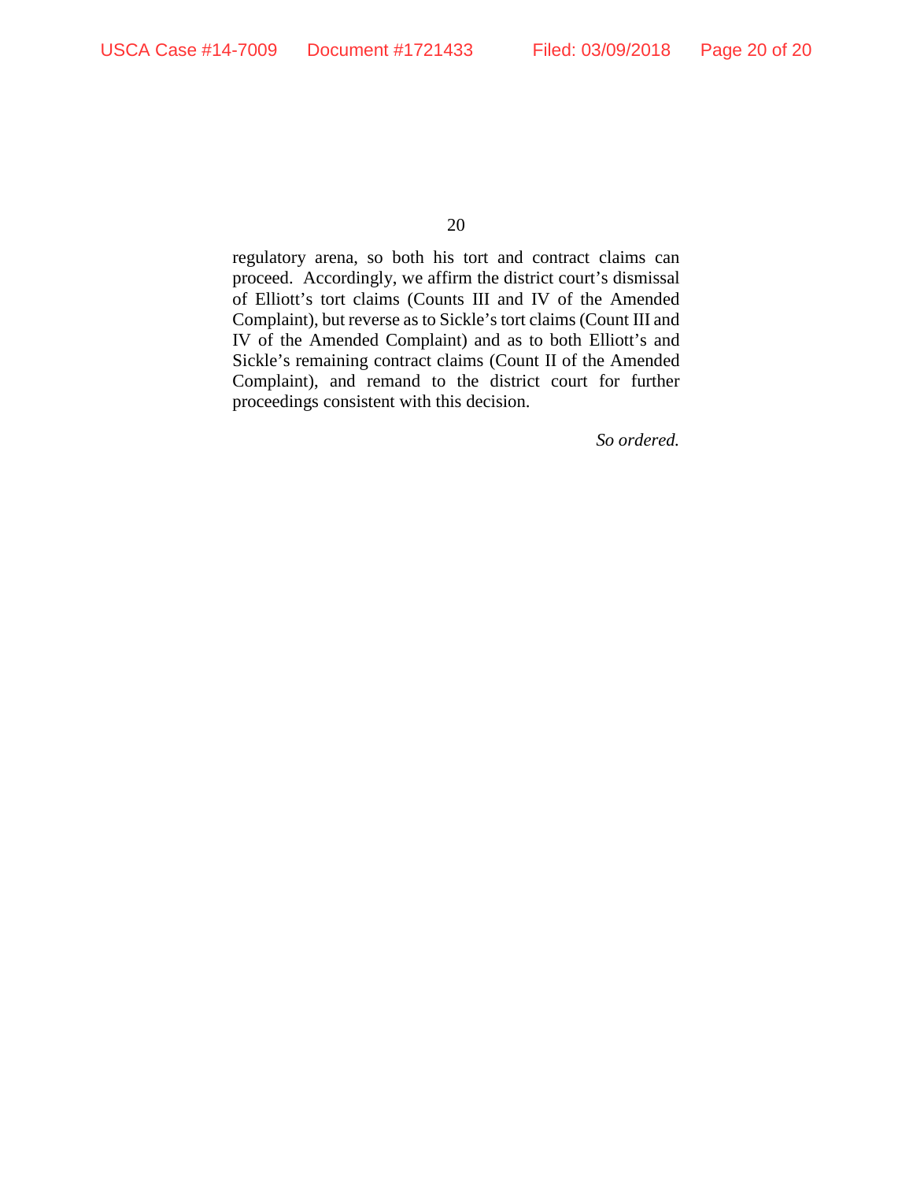regulatory arena, so both his tort and contract claims can proceed. Accordingly, we affirm the district court's dismissal of Elliott's tort claims (Counts III and IV of the Amended Complaint), but reverse as to Sickle's tort claims (Count III and IV of the Amended Complaint) and as to both Elliott's and Sickle's remaining contract claims (Count II of the Amended Complaint), and remand to the district court for further proceedings consistent with this decision.

*So ordered.*